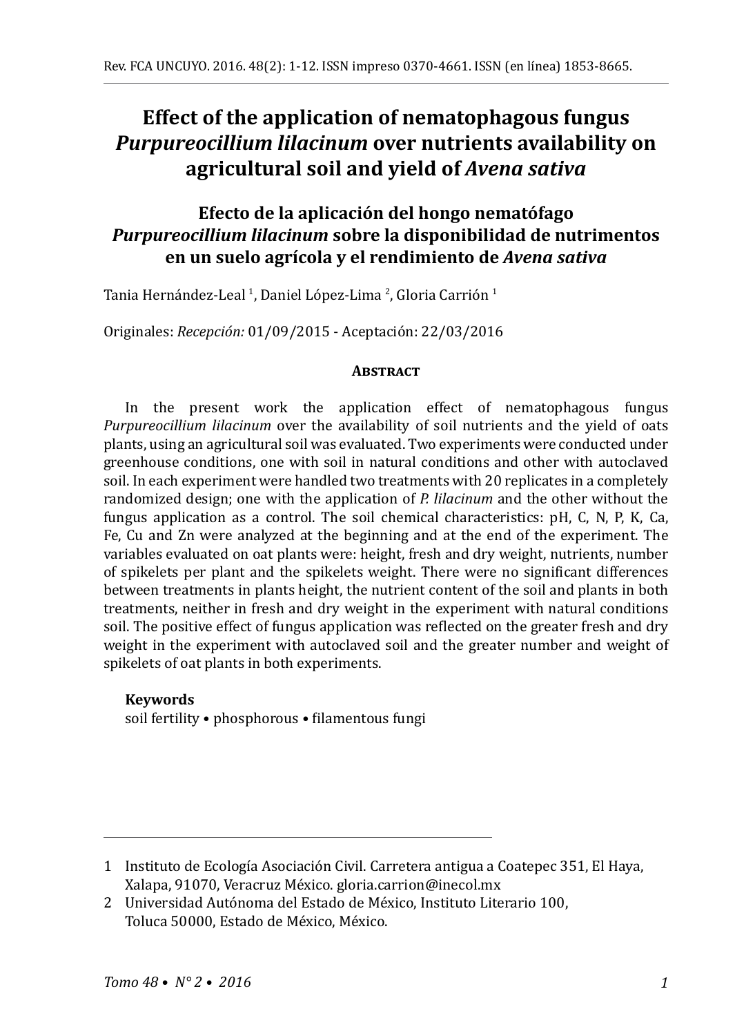# Effect of the application of nematophagous fungus *Purpureocillium lilacinum* over nutrients availability on agricultural soil and yield of *Avena sativa*

## Efecto de la aplicación del hongo nematófago *Purpureocillium lilacinum* sobre la disponibilidad de nutrimentos en un suelo agrícola y el rendimiento de *Avena sativa*

Tania Hernández-Leal [1], Daniel López-Lima [2], Gloria Carrión [1]

Originales: *Recepción:* 01/09/2015 - Aceptación: 22/03/2016

### Abstract

In the present work the application effect of nematophagous fungus *Purpureocillium lilacinum* over the availability of soil nutrients and the yield of oats plants, using an agricultural soil was evaluated. Two experiments were conducted under greenhouse conditions, one with soil in natural conditions and other with autoclaved soil. In each experiment were handled two treatments with 20 replicates in a completely randomized design; one with the application of *P. lilacinum* and the other without the fungus application as a control. The soil chemical characteristics: pH, C, N, P, K, Ca, Fe, Cu and Zn were analyzed at the beginning and at the end of the experiment. The variables evaluated on oat plants were: height, fresh and dry weight, nutrients, number of spikelets per plant and the spikelets weight. There were no significant differences between treatments in plants height, the nutrient content of the soil and plants in both treatments, neither in fresh and dry weight in the experiment with natural conditions soil. The positive effect of fungus application was reflected on the greater fresh and dry weight in the experiment with autoclaved soil and the greater number and weight of spikelets of oat plants in both experiments.

**Keywords**

soil fertility • phosphorous • filamentous fungi

---

1 Instituto de Ecología Asociación Civil. Carretera antigua a Coatepec 351, El Haya, Xalapa, 91070, Veracruz México. gloria.carrion@inecol.mx

2 Universidad Autónoma del Estado de México, Instituto Literario 100, Toluca 50000, Estado de México, México.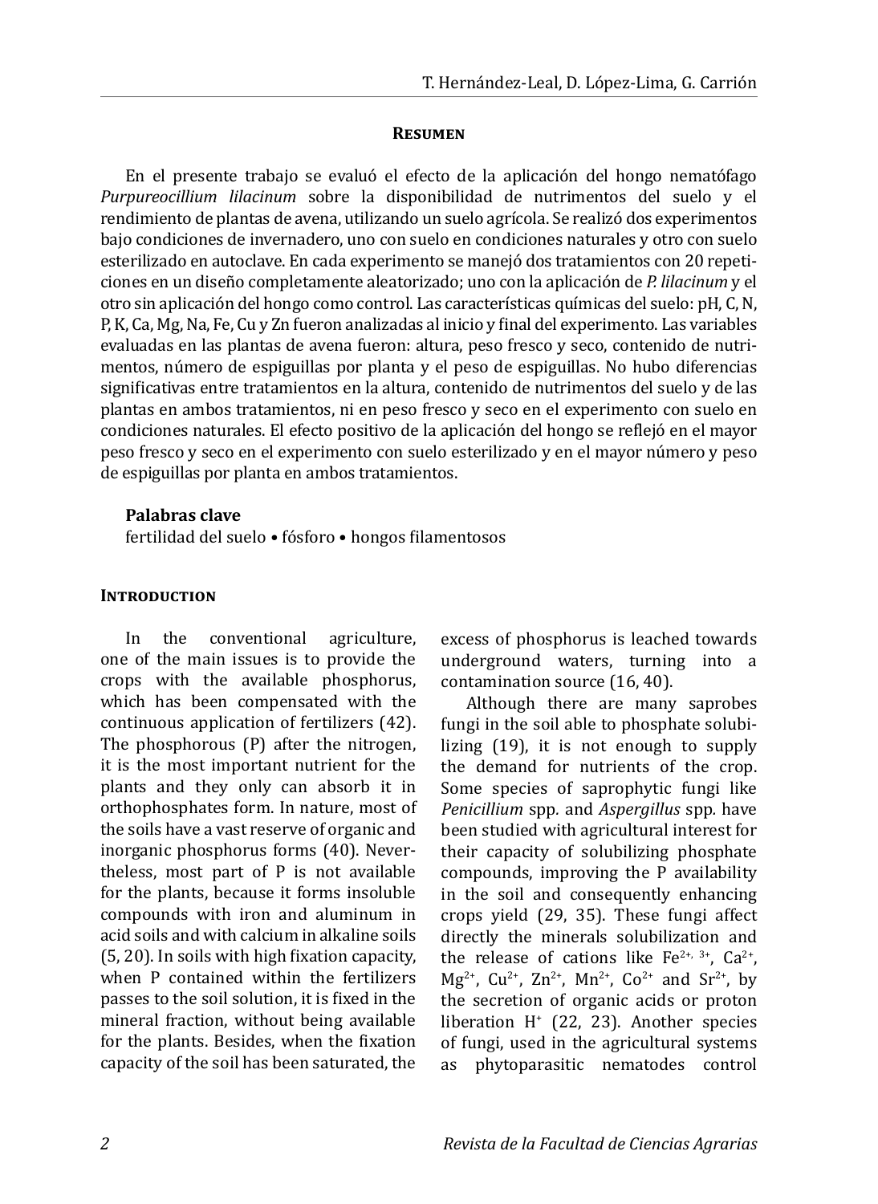## Resumen

En el presente trabajo se evaluó el efecto de la aplicación del hongo nematófago *Purpureocillium lilacinum* sobre la disponibilidad de nutrimentos del suelo y el rendimiento de plantas de avena, utilizando un suelo agrícola. Se realizó dos experimentos bajo condiciones de invernadero, uno con suelo en condiciones naturales y otro con suelo esterilizado en autoclave. En cada experimento se manejó dos tratamientos con 20 repeticiones en un diseño completamente aleatorizado; uno con la aplicación de *P. lilacinum* y el otro sin aplicación del hongo como control. Las características químicas del suelo: pH, C, N, P, K, Ca, Mg, Na, Fe, Cu y Zn fueron analizadas al inicio y final del experimento. Las variables evaluadas en las plantas de avena fueron: altura, peso fresco y seco, contenido de nutrimentos, número de espiguillas por planta y el peso de espiguillas. No hubo diferencias significativas entre tratamientos en la altura, contenido de nutrimentos del suelo y de las plantas en ambos tratamientos, ni en peso fresco y seco en el experimento con suelo en condiciones naturales. El efecto positivo de la aplicación del hongo se reflejó en el mayor peso fresco y seco en el experimento con suelo esterilizado y en el mayor número y peso de espiguillas por planta en ambos tratamientos.

**Palabras clave**

fertilidad del suelo • fósforo • hongos filamentosos

## Introduction

In the conventional agriculture, one of the main issues is to provide the crops with the available phosphorus, which has been compensated with the continuous application of fertilizers (42). The phosphorous (P) after the nitrogen, it is the most important nutrient for the plants and they only can absorb it in orthophosphates form. In nature, most of the soils have a vast reserve of organic and inorganic phosphorus forms (40). Nevertheless, most part of P is not available for the plants, because it forms insoluble compounds with iron and aluminum in acid soils and with calcium in alkaline soils (5, 20). In soils with high fixation capacity, when P contained within the fertilizers passes to the soil solution, it is fixed in the mineral fraction, without being available for the plants. Besides, when the fixation capacity of the soil has been saturated, the excess of phosphorus is leached towards underground waters, turning into a contamination source (16, 40).

Although there are many saprobes fungi in the soil able to phosphate solubilizing (19), it is not enough to supply the demand for nutrients of the crop. Some species of saprophytic fungi like *Penicillium* spp. and *Aspergillus* spp. have been studied with agricultural interest for their capacity of solubilizing phosphate compounds, improving the P availability in the soil and consequently enhancing crops yield (29, 35). These fungi affect directly the minerals solubilization and the release of cations like $Fe^{2+,\,3+}$, $Ca^{2+}$, $Mg^{2+}$, $Cu^{2+}$, $Zn^{2+}$, $Mn^{2+}$, $Co^{2+}$ and $Sr^{2+}$, by the secretion of organic acids or proton liberation $H^{+}$ (22, 23). Another species of fungi, used in the agricultural systems as phytoparasitic nematodes control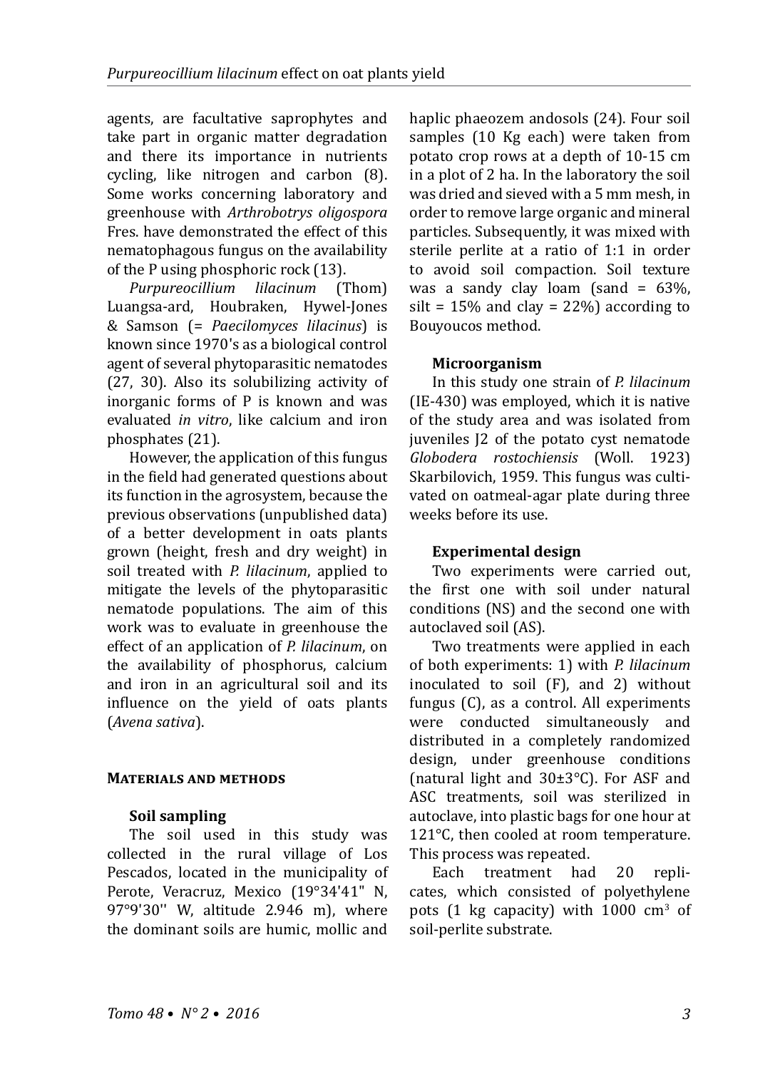agents, are facultative saprophytes and take part in organic matter degradation and there its importance in nutrients cycling, like nitrogen and carbon (8). Some works concerning laboratory and greenhouse with *Arthrobotrys oligospora* Fres. have demonstrated the effect of this nematophagous fungus on the availability of the P using phosphoric rock (13).

*Purpureocillium lilacinum* (Thom) Luangsa-ard, Houbraken, Hywel-Jones & Samson (= *Paecilomyces lilacinus*) is known since 1970's as a biological control agent of several phytoparasitic nematodes (27, 30). Also its solubilizing activity of inorganic forms of P is known and was evaluated *in vitro*, like calcium and iron phosphates (21).

However, the application of this fungus in the field had generated questions about its function in the agrosystem, because the previous observations (unpublished data) of a better development in oats plants grown (height, fresh and dry weight) in soil treated with *P. lilacinum*, applied to mitigate the levels of the phytoparasitic nematode populations. The aim of this work was to evaluate in greenhouse the effect of an application of *P. lilacinum*, on the availability of phosphorus, calcium and iron in an agricultural soil and its influence on the yield of oats plants (*Avena sativa*).

## Materials and methods

### Soil sampling

The soil used in this study was collected in the rural village of Los Pescados, located in the municipality of Perote, Veracruz, Mexico (19°34'41" N, 97°9'30'' W, altitude 2.946 m), where the dominant soils are humic, mollic and haplic phaeozem andosols (24). Four soil samples (10 Kg each) were taken from potato crop rows at a depth of 10-15 cm in a plot of 2 ha. In the laboratory the soil was dried and sieved with a 5 mm mesh, in order to remove large organic and mineral particles. Subsequently, it was mixed with sterile perlite at a ratio of 1:1 in order to avoid soil compaction. Soil texture was a sandy clay loam (sand = 63%, silt = 15% and clay = 22%) according to Bouyoucos method.

### Microorganism

In this study one strain of *P. lilacinum* (IE-430) was employed, which it is native of the study area and was isolated from juveniles J2 of the potato cyst nematode *Globodera rostochiensis* (Woll. 1923) Skarbilovich, 1959. This fungus was cultivated on oatmeal-agar plate during three weeks before its use.

### Experimental design

Two experiments were carried out, the first one with soil under natural conditions (NS) and the second one with autoclaved soil (AS).

Two treatments were applied in each of both experiments: 1) with *P. lilacinum* inoculated to soil (F), and 2) without fungus (C), as a control. All experiments were conducted simultaneously and distributed in a completely randomized design, under greenhouse conditions (natural light and 30±3°C). For ASF and ASC treatments, soil was sterilized in autoclave, into plastic bags for one hour at 121°C, then cooled at room temperature. This process was repeated.

Each treatment had 20 replicates, which consisted of polyethylene pots (1 kg capacity) with 1000 $cm^3$ of soil-perlite substrate.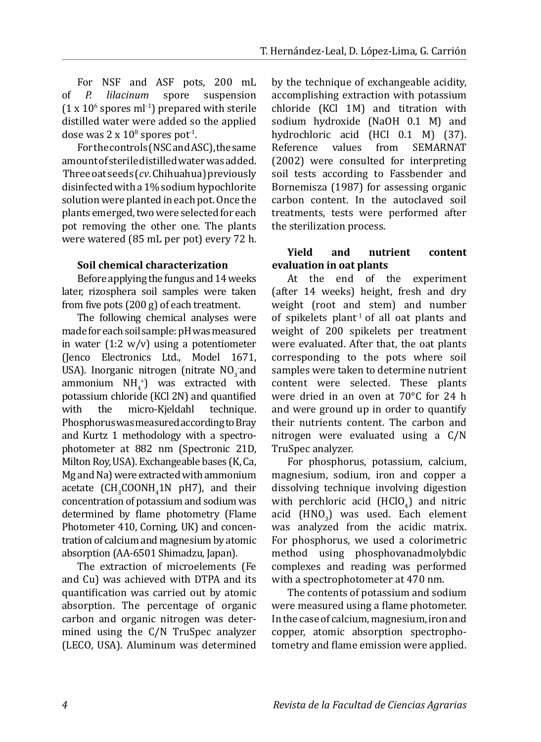For NSF and ASF pots, 200 mL of *P. lilacinum* spore suspension ($1 \times 10^6$ spores $ml^{-1}$) prepared with sterile distilled water were added so the applied dose was $2 \times 10^8$ spores $pot^{-1}$.

For the controls (NSC and ASC), the same amount of sterile distilled water was added. Three oat seeds (*cv*. Chihuahua) previously disinfected with a 1% sodium hypochlorite solution were planted in each pot. Once the plants emerged, two were selected for each pot removing the other one. The plants were watered (85 mL per pot) every 72 h.

### Soil chemical characterization

Before applying the fungus and 14 weeks later, rizosphera soil samples were taken from five pots (200 g) of each treatment.

The following chemical analyses were made for each soil sample: pH was measured in water (1:2 w/v) using a potentiometer (Jenco Electronics Ltd., Model 1671, USA). Inorganic nitrogen (nitrate $NO_3^-$ and ammonium $NH_4^+$) was extracted with potassium chloride (KCl 2N) and quantified with the micro-Kjeldahl technique. Phosphorus was measured according to Bray and Kurtz 1 methodology with a spectrophotometer at 882 nm (Spectronic 21D, Milton Roy, USA). Exchangeable bases (K, Ca, Mg and Na) were extracted with ammonium acetate ($CH_3COONH_4$ 1N pH7), and their concentration of potassium and sodium was determined by flame photometry (Flame Photometer 410, Corning, UK) and concentration of calcium and magnesium by atomic absorption (AA-6501 Shimadzu, Japan).

The extraction of microelements (Fe and Cu) was achieved with DTPA and its quantification was carried out by atomic absorption. The percentage of organic carbon and organic nitrogen was determined using the C/N TruSpec analyzer (LECO, USA). Aluminum was determined by the technique of exchangeable acidity, accomplishing extraction with potassium chloride (KCl 1M) and titration with sodium hydroxide (NaOH 0.1 M) and hydrochloric acid (HCl 0.1 M) (37). Reference values from SEMARNAT (2002) were consulted for interpreting soil tests according to Fassbender and Bornemisza (1987) for assessing organic carbon content. In the autoclaved soil treatments, tests were performed after the sterilization process.

### Yield and nutrient content evaluation in oat plants

At the end of the experiment (after 14 weeks) height, fresh and dry weight (root and stem) and number of spikelets $plant^{-1}$ of all oat plants and weight of 200 spikelets per treatment were evaluated. After that, the oat plants corresponding to the pots where soil samples were taken to determine nutrient content were selected. These plants were dried in an oven at 70°C for 24 h and were ground up in order to quantify their nutrients content. The carbon and nitrogen were evaluated using a C/N TruSpec analyzer.

For phosphorus, potassium, calcium, magnesium, sodium, iron and copper a dissolving technique involving digestion with perchloric acid ($HClO_4$) and nitric acid ($HNO_3$) was used. Each element was analyzed from the acidic matrix. For phosphorus, we used a colorimetric method using phosphovanadmolybdic complexes and reading was performed with a spectrophotometer at 470 nm.

The contents of potassium and sodium were measured using a flame photometer. In the case of calcium, magnesium, iron and copper, atomic absorption spectrophotometry and flame emission were applied.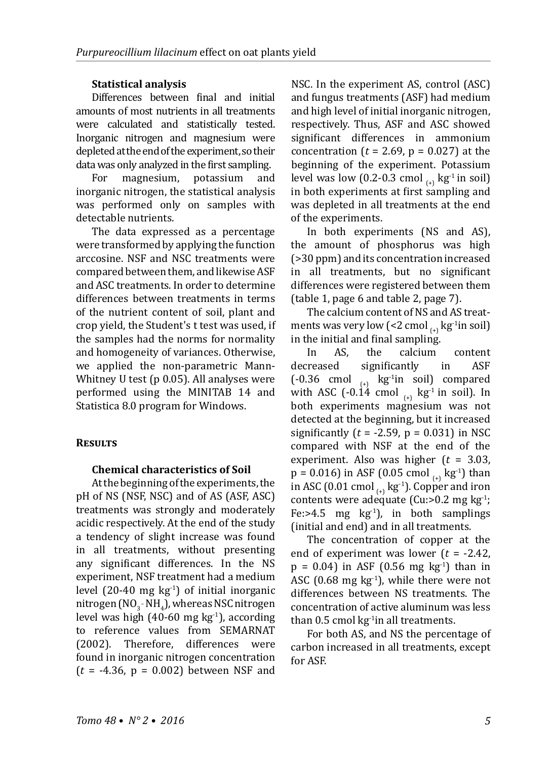### Statistical analysis

Differences between final and initial amounts of most nutrients in all treatments were calculated and statistically tested. Inorganic nitrogen and magnesium were depleted at the end of the experiment, so their data was only analyzed in the first sampling.

For magnesium, potassium and inorganic nitrogen, the statistical analysis was performed only on samples with detectable nutrients.

The data expressed as a percentage were transformed by applying the function arccosine. NSF and NSC treatments were compared between them, and likewise ASF and ASC treatments. In order to determine differences between treatments in terms of the nutrient content of soil, plant and crop yield, the Student's t test was used, if the samples had the norms for normality and homogeneity of variances. Otherwise, we applied the non-parametric Mann-Whitney U test (p 0.05). All analyses were performed using the MINITAB 14 and Statistica 8.0 program for Windows.

## Results

### Chemical characteristics of Soil

At the beginning of the experiments, the pH of NS (NSF, NSC) and of AS (ASF, ASC) treatments was strongly and moderately acidic respectively. At the end of the study a tendency of slight increase was found in all treatments, without presenting any significant differences. In the NS experiment, NSF treatment had a medium level (20-40 mg $kg^{-1}$) of initial inorganic nitrogen ($NO_3$ - $NH_4$), whereas NSC nitrogen level was high (40-60 mg $kg^{-1}$), according to reference values from SEMARNAT (2002). Therefore, differences were found in inorganic nitrogen concentration ($t$ = -4.36, p = 0.002) between NSF and NSC. In the experiment AS, control (ASC) and fungus treatments (ASF) had medium and high level of initial inorganic nitrogen, respectively. Thus, ASF and ASC showed significant differences in ammonium concentration ($t$ = 2.69, p = 0.027) at the beginning of the experiment. Potassium level was low (0.2-0.3 $cmol_{(+)}$ $kg^{-1}$ in soil) in both experiments at first sampling and was depleted in all treatments at the end of the experiments.

In both experiments (NS and AS), the amount of phosphorus was high (>30 ppm) and its concentration increased in all treatments, but no significant differences were registered between them (table 1, page 6 and table 2, page 7).

The calcium content of NS and AS treatments was very low (<2 $cmol_{(+)}$ $kg^{-1}$in soil) in the initial and final sampling.

In AS, the calcium content decreased significantly in ASF (-0.36 $cmol_{(+)}$ $kg^{-1}$in soil) compared with ASC (-0.14 $cmol_{(+)}$ $kg^{-1}$ in soil). In both experiments magnesium was not detected at the beginning, but it increased significantly ($t$ = -2.59, p = 0.031) in NSC compared with NSF at the end of the experiment. Also was higher ($t$ = 3.03, p = 0.016) in ASF (0.05 $cmol_{(+)}$ $kg^{-1}$) than in ASC (0.01 $cmol_{(+)}$ $kg^{-1}$). Copper and iron contents were adequate (Cu:>0.2 mg $kg^{-1}$; Fe:>4.5 mg $kg^{-1}$), in both samplings (initial and end) and in all treatments.

The concentration of copper at the end of experiment was lower ($t$ = -2.42, p = 0.04) in ASF (0.56 mg $kg^{-1}$) than in ASC (0.68 mg $kg^{-1}$), while there were not differences between NS treatments. The concentration of active aluminum was less than 0.5 cmol $kg^{-1}$in all treatments.

For both AS, and NS the percentage of carbon increased in all treatments, except for ASF.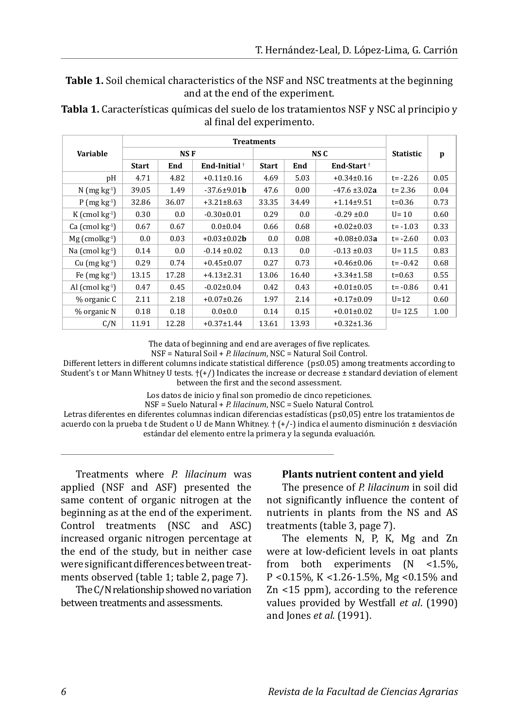**Table 1.** Soil chemical characteristics of the NSF and NSC treatments at the beginning and at the end of the experiment.

**Tabla 1.** Características químicas del suelo de los tratamientos NSF y NSC al principio y al final del experimento.

| Variable | Treatments | | | | | | Statistic | p |
|---|---|---|---|---|---|---|---|---|
| | NS F | | | NS C | | | | |
| | Start | End | End-Initial † | Start | End | End-Start † | | |
| pH | 4.71 | 4.82 | +0.11±0.16 | 4.69 | 5.03 | +0.34±0.16 | t= -2.26 | 0.05 |
| N (mg $kg^{-1}$) | 39.05 | 1.49 | -37.6±9.01**b** | 47.6 | 0.00 | -47.6 ±3.02**a** | t= 2.36 | 0.04 |
| P (mg $kg^{-1}$) | 32.86 | 36.07 | +3.21±8.63 | 33.35 | 34.49 | +1.14±9.51 | t=0.36 | 0.73 |
| K (cmol $kg^{-1}$) | 0.30 | 0.0 | -0.30±0.01 | 0.29 | 0.0 | -0.29 ±0.0 | U= 10 | 0.60 |
| Ca (cmol $kg^{-1}$) | 0.67 | 0.67 | 0.0±0.04 | 0.66 | 0.68 | +0.02±0.03 | t= -1.03 | 0.33 |
| Mg (cmol$kg^{-1}$) | 0.0 | 0.03 | +0.03±0.02**b** | 0.0 | 0.08 | +0.08±0.03**a** | t= -2.60 | 0.03 |
| Na (cmol $kg^{-1}$) | 0.14 | 0.0 | -0.14 ±0.02 | 0.13 | 0.0 | -0.13 ±0.03 | U= 11.5 | 0.83 |
| Cu (mg $kg^{-1}$) | 0.29 | 0.74 | +0.45±0.07 | 0.27 | 0.73 | +0.46±0.06 | t= -0.42 | 0.68 |
| Fe (mg $kg^{-1}$) | 13.15 | 17.28 | +4.13±2.31 | 13.06 | 16.40 | +3.34±1.58 | t=0.63 | 0.55 |
| Al (cmol $kg^{-1}$) | 0.47 | 0.45 | -0.02±0.04 | 0.42 | 0.43 | +0.01±0.05 | t= -0.86 | 0.41 |
| % organic C | 2.11 | 2.18 | +0.07±0.26 | 1.97 | 2.14 | +0.17±0.09 | U=12 | 0.60 |
| % organic N | 0.18 | 0.18 | 0.0±0.0 | 0.14 | 0.15 | +0.01±0.02 | U= 12.5 | 1.00 |
| C/N | 11.91 | 12.28 | +0.37±1.44 | 13.61 | 13.93 | +0.32±1.36 | | |

The data of beginning and end are averages of five replicates.
NSF = Natural Soil + *P. lilacinum*, NSC = Natural Soil Control.
Different letters in different columns indicate statistical difference ($p \leq 0.05$) among treatments according to Student's t or Mann Whitney U tests. †(+/) Indicates the increase or decrease ± standard deviation of element between the first and the second assessment.

Los datos de inicio y final son promedio de cinco repeticiones.
NSF = Suelo Natural + *P. lilacinum*, NSC = Suelo Natural Control.
Letras diferentes en diferentes columnas indican diferencias estadísticas ($p \leq 0{,}05$) entre los tratamientos de acuerdo con la prueba t de Student o U de Mann Whitney. † (+/-) indica el aumento disminución ± desviación estándar del elemento entre la primera y la segunda evaluación.

Treatments where *P. lilacinum* was applied (NSF and ASF) presented the same content of organic nitrogen at the beginning as at the end of the experiment. Control treatments (NSC and ASC) increased organic nitrogen percentage at the end of the study, but in neither case were significant differences between treatments observed (table 1; table 2, page 7).

The C/N relationship showed no variation between treatments and assessments.

### Plants nutrient content and yield

The presence of *P. lilacinum* in soil did not significantly influence the content of nutrients in plants from the NS and AS treatments (table 3, page 7).

The elements N, P, K, Mg and Zn were at low-deficient levels in oat plants from both experiments (N <1.5%, P <0.15%, K <1.26-1.5%, Mg <0.15% and Zn <15 ppm), according to the reference values provided by Westfall *et al*. (1990) and Jones *et al*. (1991).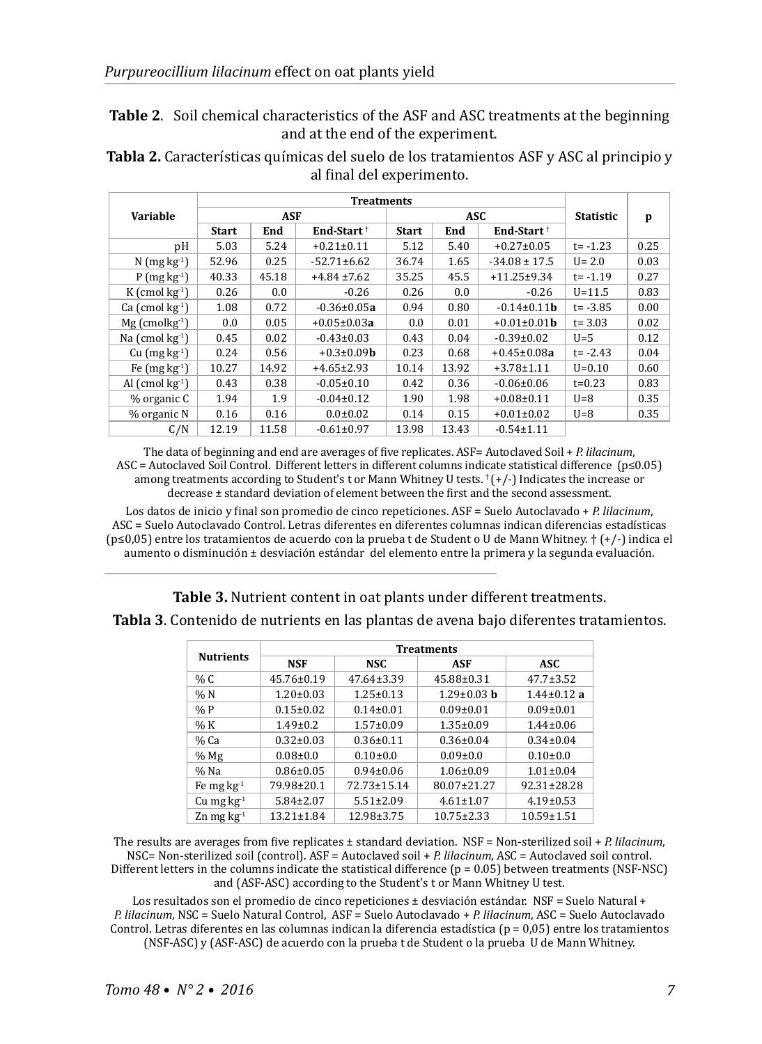**Table 2**. Soil chemical characteristics of the ASF and ASC treatments at the beginning and at the end of the experiment.

**Tabla 2.** Características químicas del suelo de los tratamientos ASF y ASC al principio y al final del experimento.

| Variable | Treatments | | | | | | Statistic | p |
|---|---|---|---|---|---|---|---|---|
| | ASF | | | ASC | | | | |
| | Start | End | End-Start † | Start | End | End-Start † | | |
| pH | 5.03 | 5.24 | +0.21±0.11 | 5.12 | 5.40 | +0.27±0.05 | t= -1.23 | 0.25 |
| N (mg kg$^{-1}$) | 52.96 | 0.25 | -52.71±6.62 | 36.74 | 1.65 | -34.08 ± 17.5 | U= 2.0 | 0.03 |
| P (mg kg$^{-1}$) | 40.33 | 45.18 | +4.84 ±7.62 | 35.25 | 45.5 | +11.25±9.34 | t= -1.19 | 0.27 |
| K (cmol kg$^{-1}$) | 0.26 | 0.0 | -0.26 | 0.26 | 0.0 | -0.26 | U=11.5 | 0.83 |
| Ca (cmol kg$^{-1}$) | 1.08 | 0.72 | -0.36±0.05**a** | 0.94 | 0.80 | -0.14±0.11**b** | t= -3.85 | 0.00 |
| Mg (cmolkg$^{-1}$) | 0.0 | 0.05 | +0.05±0.03**a** | 0.0 | 0.01 | +0.01±0.01**b** | t= 3.03 | 0.02 |
| Na (cmol kg$^{-1}$) | 0.45 | 0.02 | -0.43±0.03 | 0.43 | 0.04 | -0.39±0.02 | U=5 | 0.12 |
| Cu (mg kg$^{-1}$) | 0.24 | 0.56 | +0.3±0.09**b** | 0.23 | 0.68 | +0.45±0.08**a** | t= -2.43 | 0.04 |
| Fe (mg kg$^{-1}$) | 10.27 | 14.92 | +4.65±2.93 | 10.14 | 13.92 | +3.78±1.11 | U=0.10 | 0.60 |
| Al (cmol kg$^{-1}$) | 0.43 | 0.38 | -0.05±0.10 | 0.42 | 0.36 | -0.06±0.06 | t=0.23 | 0.83 |
| % organic C | 1.94 | 1.9 | -0.04±0.12 | 1.90 | 1.98 | +0.08±0.11 | U=8 | 0.35 |
| % organic N | 0.16 | 0.16 | 0.0±0.02 | 0.14 | 0.15 | +0.01±0.02 | U=8 | 0.35 |
| C/N | 12.19 | 11.58 | -0.61±0.97 | 13.98 | 13.43 | -0.54±1.11 | | |

The data of beginning and end are averages of five replicates. ASF= Autoclaved Soil + *P. lilacinum*, ASC = Autoclaved Soil Control. Different letters in different columns indicate statistical difference ($p \leq 0.05$) among treatments according to Student's t or Mann Whitney U tests. † (+/-) Indicates the increase or decrease ± standard deviation of element between the first and the second assessment.

Los datos de inicio y final son promedio de cinco repeticiones. ASF = Suelo Autoclavado + *P. lilacinum*, ASC = Suelo Autoclavado Control. Letras diferentes en diferentes columnas indican diferencias estadísticas ($p \leq 0{,}05$) entre los tratamientos de acuerdo con la prueba t de Student o U de Mann Whitney. † (+/-) indica el aumento o disminución ± desviación estándar del elemento entre la primera y la segunda evaluación.

**Table 3.** Nutrient content in oat plants under different treatments.

**Tabla 3**. Contenido de nutrients en las plantas de avena bajo diferentes tratamientos.

| Nutrients | Treatments | | | |
|---|---|---|---|---|
| | NSF | NSC | ASF | ASC |
| % C | 45.76±0.19 | 47.64±3.39 | 45.88±0.31 | 47.7±3.52 |
| % N | 1.20±0.03 | 1.25±0.13 | 1.29±0.03 **b** | 1.44±0.12 **a** |
| % P | 0.15±0.02 | 0.14±0.01 | 0.09±0.01 | 0.09±0.01 |
| % K | 1.49±0.2 | 1.57±0.09 | 1.35±0.09 | 1.44±0.06 |
| % Ca | 0.32±0.03 | 0.36±0.11 | 0.36±0.04 | 0.34±0.04 |
| % Mg | 0.08±0.0 | 0.10±0.0 | 0.09±0.0 | 0.10±0.0 |
| % Na | 0.86±0.05 | 0.94±0.06 | 1.06±0.09 | 1.01±0.04 |
| Fe mg kg$^{-1}$ | 79.98±20.1 | 72.73±15.14 | 80.07±21.27 | 92.31±28.28 |
| Cu mg kg$^{-1}$ | 5.84±2.07 | 5.51±2.09 | 4.61±1.07 | 4.19±0.53 |
| Zn mg kg$^{-1}$ | 13.21±1.84 | 12.98±3.75 | 10.75±2.33 | 10.59±1.51 |

The results are averages from five replicates ± standard deviation. NSF = Non-sterilized soil + *P. lilacinum*, NSC= Non-sterilized soil (control). ASF = Autoclaved soil + *P. lilacinum*, ASC = Autoclaved soil control. Different letters in the columns indicate the statistical difference ($p = 0.05$) between treatments (NSF-NSC) and (ASF-ASC) according to the Student's t or Mann Whitney U test.

Los resultados son el promedio de cinco repeticiones ± desviación estándar. NSF = Suelo Natural + *P. lilacinum*, NSC = Suelo Natural Control, ASF = Suelo Autoclavado + *P. lilacinum*, ASC = Suelo Autoclavado Control. Letras diferentes en las columnas indican la diferencia estadística ($p = 0{,}05$) entre los tratamientos (NSF-ASC) y (ASF-ASC) de acuerdo con la prueba t de Student o la prueba U de Mann Whitney.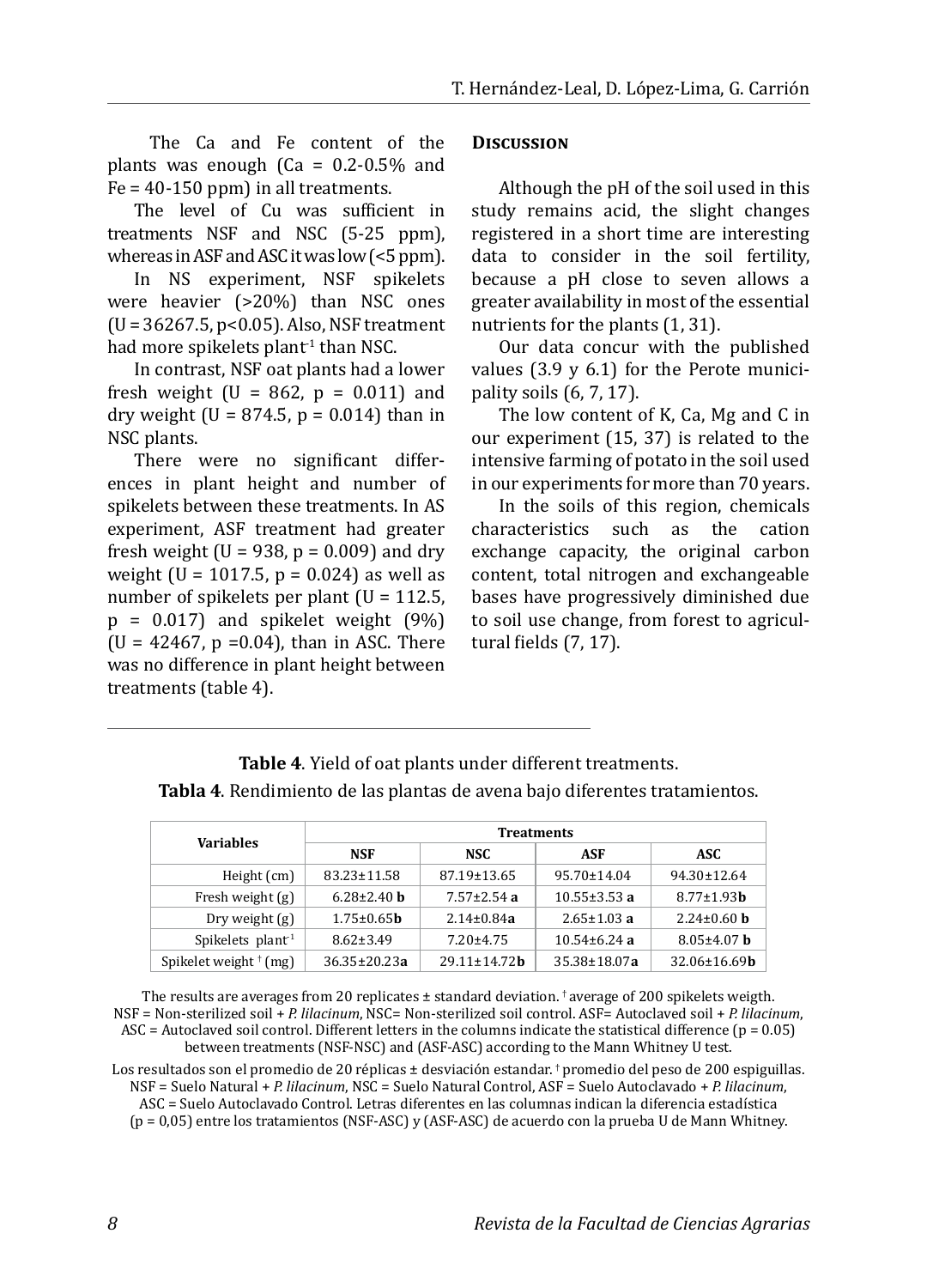The Ca and Fe content of the plants was enough (Ca = 0.2-0.5% and Fe = 40-150 ppm) in all treatments.

The level of Cu was sufficient in treatments NSF and NSC (5-25 ppm), whereas in ASF and ASC it was low (<5 ppm).

In NS experiment, NSF spikelets were heavier (>20%) than NSC ones ($U = 36267.5$, $p<0.05$). Also, NSF treatment had more spikelets plant$^{-1}$ than NSC.

In contrast, NSF oat plants had a lower fresh weight ($U = 862$, $p = 0.011$) and dry weight ($U = 874.5$, $p = 0.014$) than in NSC plants.

There were no significant differences in plant height and number of spikelets between these treatments. In AS experiment, ASF treatment had greater fresh weight ($U = 938$, $p = 0.009$) and dry weight ($U = 1017.5$, $p = 0.024$) as well as number of spikelets per plant ($U = 112.5$, $p = 0.017$) and spikelet weight (9%) ($U = 42467$, $p = 0.04$), than in ASC. There was no difference in plant height between treatments (table 4).

## Discussion

Although the pH of the soil used in this study remains acid, the slight changes registered in a short time are interesting data to consider in the soil fertility, because a pH close to seven allows a greater availability in most of the essential nutrients for the plants (1, 31).

Our data concur with the published values (3.9 y 6.1) for the Perote municipality soils (6, 7, 17).

The low content of K, Ca, Mg and C in our experiment (15, 37) is related to the intensive farming of potato in the soil used in our experiments for more than 70 years.

In the soils of this region, chemicals characteristics such as the cation exchange capacity, the original carbon content, total nitrogen and exchangeable bases have progressively diminished due to soil use change, from forest to agricultural fields (7, 17).

**Table 4**. Yield of oat plants under different treatments.

**Tabla 4**. Rendimiento de las plantas de avena bajo diferentes tratamientos.

| Variables | Treatments | | | |
|---|---|---|---|---|
| | NSF | NSC | ASF | ASC |
| Height (cm) | 83.23±11.58 | 87.19±13.65 | 95.70±14.04 | 94.30±12.64 |
| Fresh weight (g) | 6.28±2.40 **b** | 7.57±2.54 **a** | 10.55±3.53 **a** | 8.77±1.93**b** |
| Dry weight (g) | 1.75±0.65**b** | 2.14±0.84**a** | 2.65±1.03 **a** | 2.24±0.60 **b** |
| Spikelets plant$^{-1}$ | 8.62±3.49 | 7.20±4.75 | 10.54±6.24 **a** | 8.05±4.07 **b** |
| Spikelet weight † (mg) | 36.35±20.23**a** | 29.11±14.72**b** | 35.38±18.07**a** | 32.06±16.69**b** |

The results are averages from 20 replicates ± standard deviation. † average of 200 spikelets weigth. NSF = Non-sterilized soil + *P. lilacinum*, NSC= Non-sterilized soil control. ASF= Autoclavado soil + *P. lilacinum*, ASC = Autoclaved soil control. Different letters in the columns indicate the statistical difference (p = 0.05) between treatments (NSF-NSC) and (ASF-ASC) according to the Mann Whitney U test.

Los resultados son el promedio de 20 réplicas ± desviación estandar. † promedio del peso de 200 espiguillas. NSF = Suelo Natural + *P. lilacinum*, NSC = Suelo Natural Control, ASF = Suelo Autoclavado + *P. lilacinum*, ASC = Suelo Autoclavado Control. Letras diferentes en las columnas indican la diferencia estadística (p = 0,05) entre los tratamientos (NSF-ASC) y (ASF-ASC) de acuerdo con la prueba U de Mann Whitney.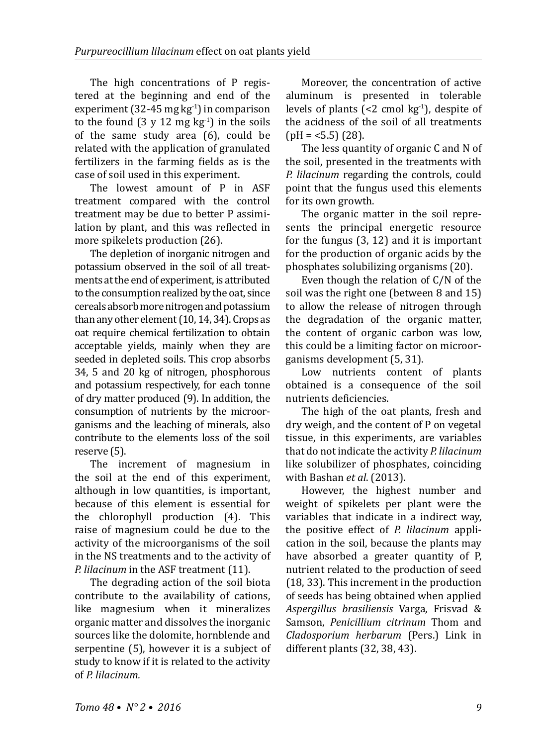The high concentrations of P registered at the beginning and end of the experiment (32-45 mg $kg^{-1}$) in comparison to the found (3 y 12 mg $kg^{-1}$) in the soils of the same study area (6), could be related with the application of granulated fertilizers in the farming fields as is the case of soil used in this experiment.

The lowest amount of P in ASF treatment compared with the control treatment may be due to better P assimilation by plant, and this was reflected in more spikelets production (26).

The depletion of inorganic nitrogen and potassium observed in the soil of all treatments at the end of experiment, is attributed to the consumption realized by the oat, since cereals absorb more nitrogen and potassium than any other element (10, 14, 34). Crops as oat require chemical fertilization to obtain acceptable yields, mainly when they are seeded in depleted soils. This crop absorbs 34, 5 and 20 kg of nitrogen, phosphorous and potassium respectively, for each tonne of dry matter produced (9). In addition, the consumption of nutrients by the microorganisms and the leaching of minerals, also contribute to the elements loss of the soil reserve (5).

The increment of magnesium in the soil at the end of this experiment, although in low quantities, is important, because of this element is essential for the chlorophyll production (4). This raise of magnesium could be due to the activity of the microorganisms of the soil in the NS treatments and to the activity of *P. lilacinum* in the ASF treatment (11).

The degrading action of the soil biota contribute to the availability of cations, like magnesium when it mineralizes organic matter and dissolves the inorganic sources like the dolomite, hornblende and serpentine (5), however it is a subject of study to know if it is related to the activity of *P. lilacinum.*

Moreover, the concentration of active aluminum is presented in tolerable levels of plants (<2 cmol $kg^{-1}$), despite of the acidness of the soil of all treatments (pH = <5.5) (28).

The less quantity of organic C and N of the soil, presented in the treatments with *P. lilacinum* regarding the controls, could point that the fungus used this elements for its own growth.

The organic matter in the soil represents the principal energetic resource for the fungus (3, 12) and it is important for the production of organic acids by the phosphates solubilizing organisms (20).

Even though the relation of C/N of the soil was the right one (between 8 and 15) to allow the release of nitrogen through the degradation of the organic matter, the content of organic carbon was low, this could be a limiting factor on microorganisms development (5, 31).

Low nutrients content of plants obtained is a consequence of the soil nutrients deficiencies.

The high of the oat plants, fresh and dry weigh, and the content of P on vegetal tissue, in this experiments, are variables that do not indicate the activity *P. lilacinum* like solubilizer of phosphates, coinciding with Bashan *et al*. (2013).

However, the highest number and weight of spikelets per plant were the variables that indicate in a indirect way, the positive effect of *P. lilacinum* application in the soil, because the plants may have absorbed a greater quantity of P, nutrient related to the production of seed (18, 33). This increment in the production of seeds has being obtained when applied *Aspergillus brasiliensis* Varga, Frisvad & Samson, *Penicillium citrinum* Thom and *Cladosporium herbarum* (Pers.) Link in different plants (32, 38, 43).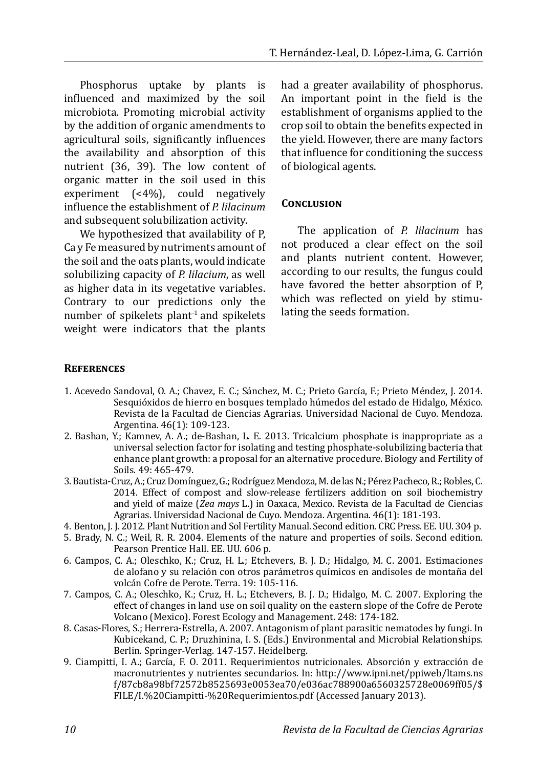Phosphorus uptake by plants is influenced and maximized by the soil microbiota. Promoting microbial activity by the addition of organic amendments to agricultural soils, significantly influences the availability and absorption of this nutrient (36, 39). The low content of organic matter in the soil used in this experiment (<4%), could negatively influence the establishment of *P. lilacinum* and subsequent solubilization activity.

We hypothesized that availability of P, Ca y Fe measured by nutriments amount of the soil and the oats plants, would indicate solubilizing capacity of *P. lilacium*, as well as higher data in its vegetative variables. Contrary to our predictions only the number of spikelets plant$^{-1}$ and spikelets weight were indicators that the plants had a greater availability of phosphorus. An important point in the field is the establishment of organisms applied to the crop soil to obtain the benefits expected in the yield. However, there are many factors that influence for conditioning the success of biological agents.

## Conclusion

The application of *P. lilacinum* has not produced a clear effect on the soil and plants nutrient content. However, according to our results, the fungus could have favored the better absorption of P, which was reflected on yield by stimulating the seeds formation.

## References

1. Acevedo Sandoval, O. A.; Chavez, E. C.; Sánchez, M. C.; Prieto García, F.; Prieto Méndez, J. 2014. Sesquióxidos de hierro en bosques templado húmedos del estado de Hidalgo, México. Revista de la Facultad de Ciencias Agrarias. Universidad Nacional de Cuyo. Mendoza. Argentina. 46(1): 109-123.
2. Bashan, Y.; Kamnev, A. A.; de-Bashan, L. E. 2013. Tricalcium phosphate is inappropriate as a universal selection factor for isolating and testing phosphate-solubilizing bacteria that enhance plant growth: a proposal for an alternative procedure. Biology and Fertility of Soils. 49: 465-479.
3. Bautista-Cruz, A.; Cruz Domínguez, G.; Rodríguez Mendoza, M. de las N.; Pérez Pacheco, R.; Robles, C. 2014. Effect of compost and slow-release fertilizers addition on soil biochemistry and yield of maize (*Zea mays* L.) in Oaxaca, Mexico. Revista de la Facultad de Ciencias Agrarias. Universidad Nacional de Cuyo. Mendoza. Argentina. 46(1): 181-193.
4. Benton, J. J. 2012. Plant Nutrition and Sol Fertility Manual. Second edition. CRC Press. EE. UU. 304 p.
5. Brady, N. C.; Weil, R. R. 2004. Elements of the nature and properties of soils. Second edition. Pearson Prentice Hall. EE. UU. 606 p.
6. Campos, C. A.; Oleschko, K.; Cruz, H. L.; Etchevers, B. J. D.; Hidalgo, M. C. 2001. Estimaciones de alofano y su relación con otros parámetros químicos en andisoles de montaña del volcán Cofre de Perote. Terra. 19: 105-116.
7. Campos, C. A.; Oleschko, K.; Cruz, H. L.; Etchevers, B. J. D.; Hidalgo, M. C. 2007. Exploring the effect of changes in land use on soil quality on the eastern slope of the Cofre de Perote Volcano (Mexico). Forest Ecology and Management. 248: 174-182.
8. Casas-Flores, S.; Herrera-Estrella, A. 2007. Antagonism of plant parasitic nematodes by fungi. In Kubicekand, C. P.; Druzhinina, I. S. (Eds.) Environmental and Microbial Relationships. Berlin. Springer-Verlag. 147-157. Heidelberg.
9. Ciampitti, I. A.; García, F. O. 2011. Requerimientos nutricionales. Absorción y extracción de macronutrientes y nutrientes secundarios. In: http://www.ipni.net/ppiweb/ltams.nsf/87cb8a98bf72572b8525693e0053ea70/e036ac788900a6560325728e0069ff05/$FILE/I.%20Ciampitti-%20Requerimientos.pdf (Accessed January 2013).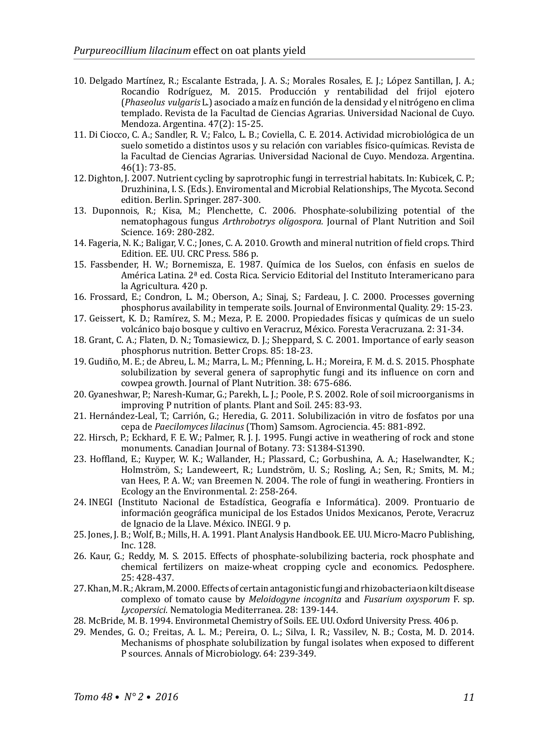10. Delgado Martínez, R.; Escalante Estrada, J. A. S.; Morales Rosales, E. J.; López Santillan, J. A.; Rocandio Rodríguez, M. 2015. Producción y rentabilidad del frijol ejotero (*Phaseolus vulgaris* L.) asociado a maíz en función de la densidad y el nitrógeno en clima templado. Revista de la Facultad de Ciencias Agrarias. Universidad Nacional de Cuyo. Mendoza. Argentina. 47(2): 15-25.
11. Di Ciocco, C. A.; Sandler, R. V.; Falco, L. B.; Coviella, C. E. 2014. Actividad microbiológica de un suelo sometido a distintos usos y su relación con variables físico-químicas. Revista de la Facultad de Ciencias Agrarias. Universidad Nacional de Cuyo. Mendoza. Argentina. 46(1): 73-85.
12. Dighton, J. 2007. Nutrient cycling by saprotrophic fungi in terrestrial habitats. In: Kubicek, C. P.; Druzhinina, I. S. (Eds.). Enviromental and Microbial Relationships, The Mycota. Second edition. Berlin. Springer. 287-300.
13. Duponnois, R.; Kisa, M.; Plenchette, C. 2006. Phosphate-solubilizing potential of the nematophagous fungus *Arthrobotrys oligospora.* Journal of Plant Nutrition and Soil Science. 169: 280-282.
14. Fageria, N. K.; Baligar, V. C.; Jones, C. A. 2010. Growth and mineral nutrition of field crops. Third Edition. EE. UU. CRC Press. 586 p.
15. Fassbender, H. W.; Bornemisza, E. 1987. Química de los Suelos, con énfasis en suelos de América Latina. 2ª ed. Costa Rica. Servicio Editorial del Instituto Interamericano para la Agricultura. 420 p.
16. Frossard, E.; Condron, L. M.; Oberson, A.; Sinaj, S.; Fardeau, J. C. 2000. Processes governing phosphorus availability in temperate soils. Journal of Environmental Quality. 29: 15-23.
17. Geissert, K. D.; Ramírez, S. M.; Meza, P. E. 2000. Propiedades físicas y químicas de un suelo volcánico bajo bosque y cultivo en Veracruz, México. Foresta Veracruzana. 2: 31-34.
18. Grant, C. A.; Flaten, D. N.; Tomasiewicz, D. J.; Sheppard, S. C. 2001. Importance of early season phosphorus nutrition. Better Crops. 85: 18-23.
19. Gudiño, M. E.; de Abreu, L. M.; Marra, L. M.; Pfenning, L. H.; Moreira, F. M. d. S. 2015. Phosphate solubilization by several genera of saprophytic fungi and its influence on corn and cowpea growth. Journal of Plant Nutrition. 38: 675-686.
20. Gyaneshwar, P.; Naresh-Kumar, G.; Parekh, L. J.; Poole, P. S. 2002. Role of soil microorganisms in improving P nutrition of plants. Plant and Soil. 245: 83-93.
21. Hernández-Leal, T.; Carrión, G.; Heredia, G. 2011. Solubilización in vitro de fosfatos por una cepa de *Paecilomyces lilacinus* (Thom) Samsom. Agrociencia. 45: 881-892.
22. Hirsch, P.; Eckhard, F. E. W.; Palmer, R. J. J. 1995. Fungi active in weathering of rock and stone monuments. Canadian Journal of Botany. 73: S1384-S1390.
23. Hoffland, E.; Kuyper, W. K.; Wallander, H.; Plassard, C.; Gorbushina, A. A.; Haselwandter, K.; Holmström, S.; Landeweert, R.; Lundström, U. S.; Rosling, A.; Sen, R.; Smits, M. M.; van Hees, P. A. W.; van Breemen N. 2004. The role of fungi in weathering. Frontiers in Ecology an the Environmental. 2: 258-264.
24. INEGI (Instituto Nacional de Estadística, Geografía e Informática). 2009. Prontuario de información geográfica municipal de los Estados Unidos Mexicanos, Perote, Veracruz de Ignacio de la Llave. México. INEGI. 9 p.
25. Jones, J. B.; Wolf, B.; Mills, H. A. 1991. Plant Analysis Handbook. EE. UU. Micro-Macro Publishing, Inc. 128.
26. Kaur, G.; Reddy, M. S. 2015. Effects of phosphate-solubilizing bacteria, rock phosphate and chemical fertilizers on maize-wheat cropping cycle and economics. Pedosphere. 25: 428-437.
27. Khan, M. R.; Akram, M. 2000. Effects of certain antagonistic fungi and rhizobacteria on kilt disease complexo of tomato cause by *Meloidogyne incognita* and *Fusarium oxysporum* F. sp. *Lycopersici*. Nematologia Mediterranea. 28: 139-144.
28. McBride, M. B. 1994. Environmetal Chemistry of Soils. EE. UU. Oxford University Press. 406 p.
29. Mendes, G. O.; Freitas, A. L. M.; Pereira, O. L.; Silva, I. R.; Vassilev, N. B.; Costa, M. D. 2014. Mechanisms of phosphate solubilization by fungal isolates when exposed to different P sources. Annals of Microbiology. 64: 239-349.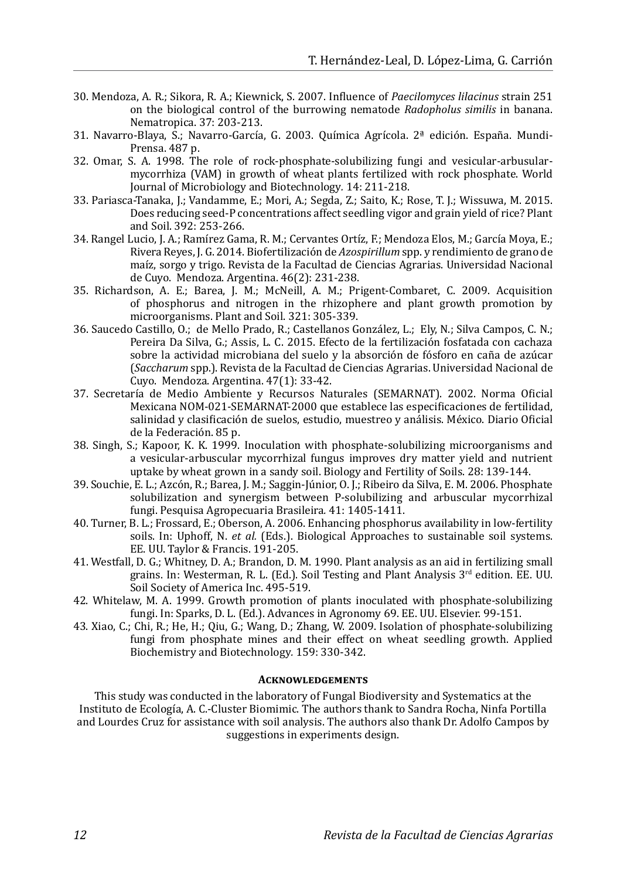30. Mendoza, A. R.; Sikora, R. A.; Kiewnick, S. 2007. Influence of *Paecilomyces lilacinus* strain 251 on the biological control of the burrowing nematode *Radopholus similis* in banana. Nematropica. 37: 203-213.
31. Navarro-Blaya, S.; Navarro-García, G. 2003. Química Agrícola. 2ª edición. España. Mundi-Prensa. 487 p.
32. Omar, S. A. 1998. The role of rock-phosphate-solubilizing fungi and vesicular-arbusular-mycorrhiza (VAM) in growth of wheat plants fertilized with rock phosphate. World Journal of Microbiology and Biotechnology. 14: 211-218.
33. Pariasca-Tanaka, J.; Vandamme, E.; Mori, A.; Segda, Z.; Saito, K.; Rose, T. J.; Wissuwa, M. 2015. Does reducing seed-P concentrations affect seedling vigor and grain yield of rice? Plant and Soil. 392: 253-266.
34. Rangel Lucio, J. A.; Ramírez Gama, R. M.; Cervantes Ortíz, F.; Mendoza Elos, M.; García Moya, E.; Rivera Reyes, J. G. 2014. Biofertilización de *Azospirillum* spp. y rendimiento de grano de maíz, sorgo y trigo. Revista de la Facultad de Ciencias Agrarias. Universidad Nacional de Cuyo. Mendoza. Argentina. 46(2): 231-238.
35. Richardson, A. E.; Barea, J. M.; McNeill, A. M.; Prigent-Combaret, C. 2009. Acquisition of phosphorus and nitrogen in the rhizophere and plant growth promotion by microorganisms. Plant and Soil. 321: 305-339.
36. Saucedo Castillo, O.; de Mello Prado, R.; Castellanos González, L.; Ely, N.; Silva Campos, C. N.; Pereira Da Silva, G.; Assis, L. C. 2015. Efecto de la fertilización fosfatada con cachaza sobre la actividad microbiana del suelo y la absorción de fósforo en caña de azúcar (*Saccharum* spp.). Revista de la Facultad de Ciencias Agrarias. Universidad Nacional de Cuyo. Mendoza. Argentina. 47(1): 33-42.
37. Secretaría de Medio Ambiente y Recursos Naturales (SEMARNAT). 2002. Norma Oficial Mexicana NOM-021-SEMARNAT-2000 que establece las especificaciones de fertilidad, salinidad y clasificación de suelos, estudio, muestreo y análisis. México. Diario Oficial de la Federación. 85 p.
38. Singh, S.; Kapoor, K. K. 1999. Inoculation with phosphate-solubilizing microorganisms and a vesicular-arbuscular mycorrhizal fungus improves dry matter yield and nutrient uptake by wheat grown in a sandy soil. Biology and Fertility of Soils. 28: 139-144.
39. Souchie, E. L.; Azcón, R.; Barea, J. M.; Saggin-Júnior, O. J.; Ribeiro da Silva, E. M. 2006. Phosphate solubilization and synergism between P-solubilizing and arbuscular mycorrhizal fungi. Pesquisa Agropecuaria Brasileira. 41: 1405-1411.
40. Turner, B. L.; Frossard, E.; Oberson, A. 2006. Enhancing phosphorus availability in low-fertility soils. In: Uphoff, N. *et al.* (Eds.). Biological Approaches to sustainable soil systems. EE. UU. Taylor & Francis. 191-205.
41. Westfall, D. G.; Whitney, D. A.; Brandon, D. M. 1990. Plant analysis as an aid in fertilizing small grains. In: Westerman, R. L. (Ed.). Soil Testing and Plant Analysis 3rd edition. EE. UU. Soil Society of America Inc. 495-519.
42. Whitelaw, M. A. 1999. Growth promotion of plants inoculated with phosphate-solubilizing fungi. In: Sparks, D. L. (Ed.). Advances in Agronomy 69. EE. UU. Elsevier. 99-151.
43. Xiao, C.; Chi, R.; He, H.; Qiu, G.; Wang, D.; Zhang, W. 2009. Isolation of phosphate-solubilizing fungi from phosphate mines and their effect on wheat seedling growth. Applied Biochemistry and Biotechnology. 159: 330-342.

### Acknowledgements

This study was conducted in the laboratory of Fungal Biodiversity and Systematics at the Instituto de Ecología, A. C.-Cluster Biomimic. The authors thank to Sandra Rocha, Ninfa Portilla and Lourdes Cruz for assistance with soil analysis. The authors also thank Dr. Adolfo Campos by suggestions in experiments design.